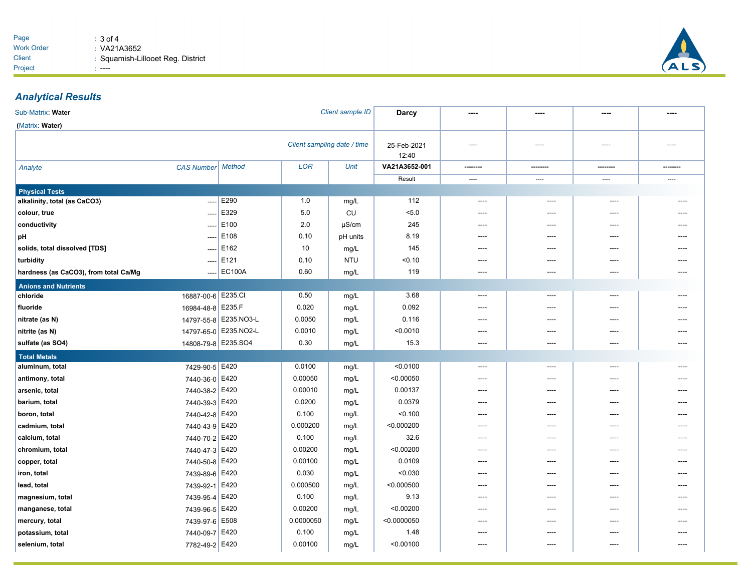Work Order : VA21A3652
Client : Squamish-Lillooet Reg. District
Project : ----

## Analytical Results

| Sub-Matrix: Water (Matrix: Water) | | | | Client sample ID | Darcy | ---- | ---- | ---- | ---- |
|---|---|---|---|---|---|---|---|---|---|
| | | | | Client sampling date / time | 25-Feb-2021 12:40 | ---- | ---- | ---- | ---- |
| Analyte | CAS Number | Method | LOR | Unit | VA21A3652-001 | -------- | -------- | -------- | -------- |
| | | | | | Result | ---- | ---- | ---- | ---- |
| **Physical Tests** | | | | | | | | | |
| alkalinity, total (as CaCO3) | ---- | E290 | 1.0 | mg/L | 112 | ---- | ---- | ---- | ---- |
| colour, true | ---- | E329 | 5.0 | CU | <5.0 | ---- | ---- | ---- | ---- |
| conductivity | ---- | E100 | 2.0 | µS/cm | 245 | ---- | ---- | ---- | ---- |
| pH | ---- | E108 | 0.10 | pH units | 8.19 | ---- | ---- | ---- | ---- |
| solids, total dissolved [TDS] | ---- | E162 | 10 | mg/L | 145 | ---- | ---- | ---- | ---- |
| turbidity | ---- | E121 | 0.10 | NTU | <0.10 | ---- | ---- | ---- | ---- |
| hardness (as CaCO3), from total Ca/Mg | ---- | EC100A | 0.60 | mg/L | 119 | ---- | ---- | ---- | ---- |
| **Anions and Nutrients** | | | | | | | | | |
| chloride | 16887-00-6 | E235.Cl | 0.50 | mg/L | 3.68 | ---- | ---- | ---- | ---- |
| fluoride | 16984-48-8 | E235.F | 0.020 | mg/L | 0.092 | ---- | ---- | ---- | ---- |
| nitrate (as N) | 14797-55-8 | E235.NO3-L | 0.0050 | mg/L | 0.116 | ---- | ---- | ---- | ---- |
| nitrite (as N) | 14797-65-0 | E235.NO2-L | 0.0010 | mg/L | <0.0010 | ---- | ---- | ---- | ---- |
| sulfate (as SO4) | 14808-79-8 | E235.SO4 | 0.30 | mg/L | 15.3 | ---- | ---- | ---- | ---- |
| **Total Metals** | | | | | | | | | |
| aluminum, total | 7429-90-5 | E420 | 0.0100 | mg/L | <0.0100 | ---- | ---- | ---- | ---- |
| antimony, total | 7440-36-0 | E420 | 0.00050 | mg/L | <0.00050 | ---- | ---- | ---- | ---- |
| arsenic, total | 7440-38-2 | E420 | 0.00010 | mg/L | 0.00137 | ---- | ---- | ---- | ---- |
| barium, total | 7440-39-3 | E420 | 0.0200 | mg/L | 0.0379 | ---- | ---- | ---- | ---- |
| boron, total | 7440-42-8 | E420 | 0.100 | mg/L | <0.100 | ---- | ---- | ---- | ---- |
| cadmium, total | 7440-43-9 | E420 | 0.000200 | mg/L | <0.000200 | ---- | ---- | ---- | ---- |
| calcium, total | 7440-70-2 | E420 | 0.100 | mg/L | 32.6 | ---- | ---- | ---- | ---- |
| chromium, total | 7440-47-3 | E420 | 0.00200 | mg/L | <0.00200 | ---- | ---- | ---- | ---- |
| copper, total | 7440-50-8 | E420 | 0.00100 | mg/L | 0.0109 | ---- | ---- | ---- | ---- |
| iron, total | 7439-89-6 | E420 | 0.030 | mg/L | <0.030 | ---- | ---- | ---- | ---- |
| lead, total | 7439-92-1 | E420 | 0.000500 | mg/L | <0.000500 | ---- | ---- | ---- | ---- |
| magnesium, total | 7439-95-4 | E420 | 0.100 | mg/L | 9.13 | ---- | ---- | ---- | ---- |
| manganese, total | 7439-96-5 | E420 | 0.00200 | mg/L | <0.00200 | ---- | ---- | ---- | ---- |
| mercury, total | 7439-97-6 | E508 | 0.0000050 | mg/L | <0.0000050 | ---- | ---- | ---- | ---- |
| potassium, total | 7440-09-7 | E420 | 0.100 | mg/L | 1.48 | ---- | ---- | ---- | ---- |
| selenium, total | 7782-49-2 | E420 | 0.00100 | mg/L | <0.00100 | ---- | ---- | ---- | ---- |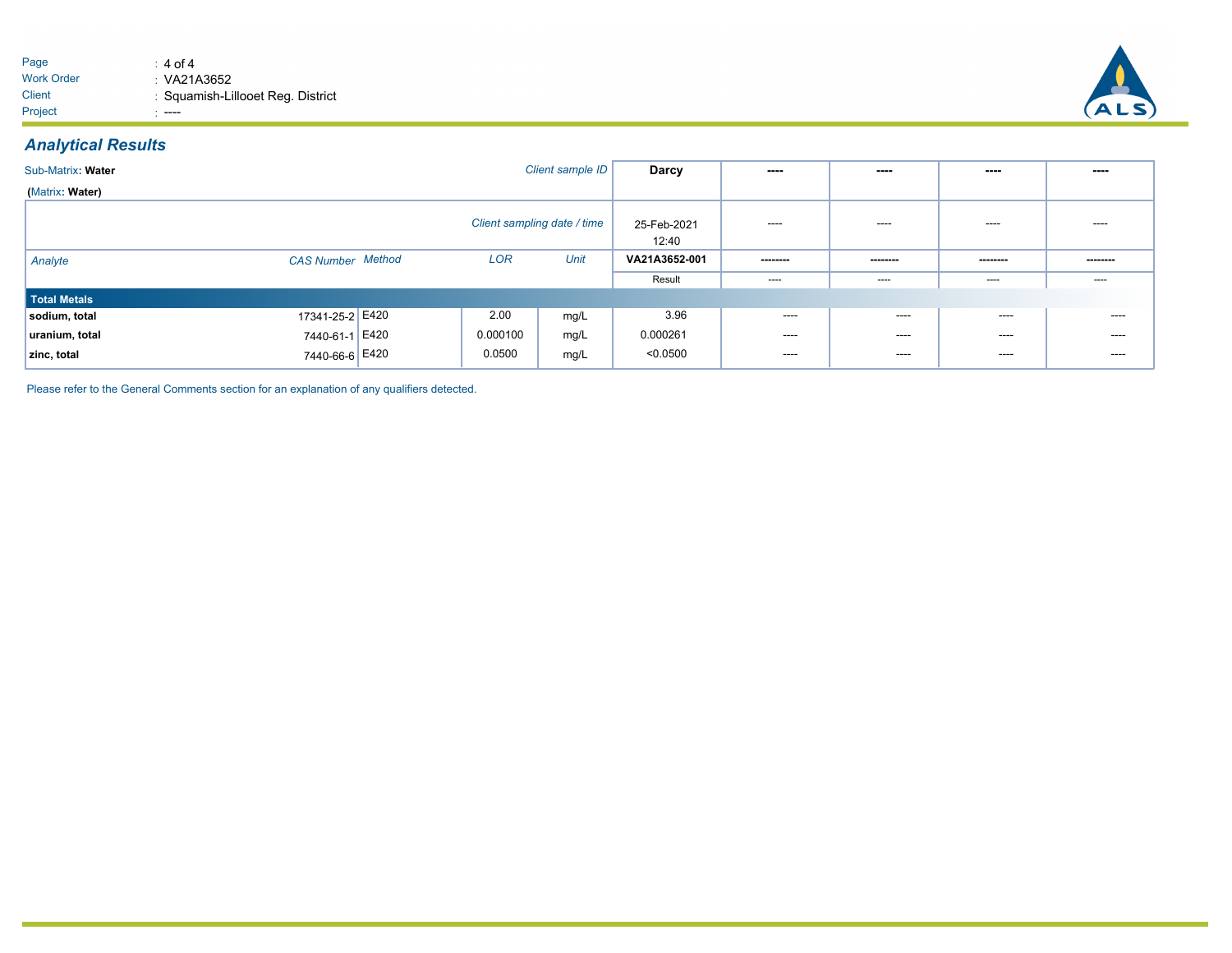Page : 4 of 4
Work Order : VA21A3652
Client : Squamish-Lillooet Reg. District
Project : ----

## Analytical Results

| Sub-Matrix: **Water** (Matrix: **Water**) | | | | Client sample ID | **Darcy** | ---- | ---- | ---- | ---- |
|---|---|---|---|---|---|---|---|---|---|
| | | | | Client sampling date / time | 25-Feb-2021 12:40 | ---- | ---- | ---- | ---- |
| *Analyte* | *CAS Number* | *Method* | *LOR* | *Unit* | **VA21A3652-001** | -------- | -------- | -------- | -------- |
| | | | | | Result | ---- | ---- | ---- | ---- |
| **Total Metals** | | | | | | | | | |
| **sodium, total** | 17341-25-2 | E420 | 2.00 | mg/L | 3.96 | ---- | ---- | ---- | ---- |
| **uranium, total** | 7440-61-1 | E420 | 0.000100 | mg/L | 0.000261 | ---- | ---- | ---- | ---- |
| **zinc, total** | 7440-66-6 | E420 | 0.0500 | mg/L | <0.0500 | ---- | ---- | ---- | ---- |

Please refer to the General Comments section for an explanation of any qualifiers detected.